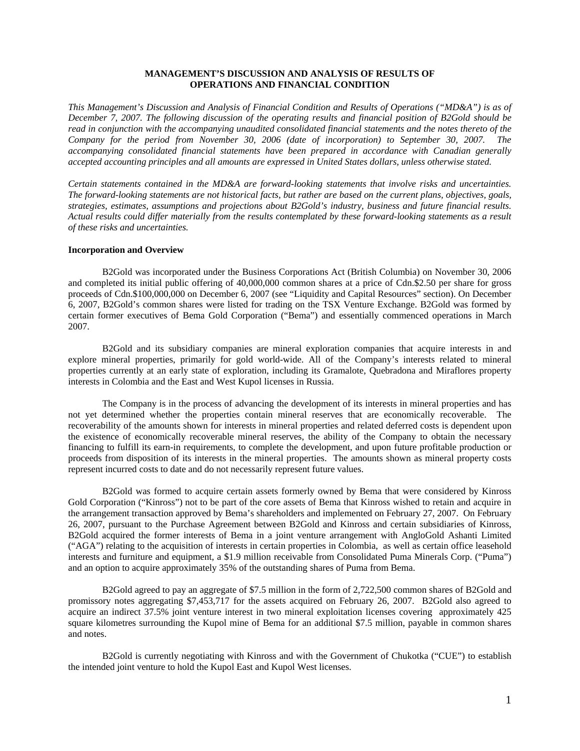# MANAGEMENT'S DISCUSSION AND ANALYSIS OF RESULTS OF OPERATIONS AND FINANCIAL CONDITION

*This Management's Discussion and Analysis of Financial Condition and Results of Operations ("MD&A") is as of December 7, 2007. The following discussion of the operating results and financial position of B2Gold should be read in conjunction with the accompanying unaudited consolidated financial statements and the notes thereto of the Company for the period from November 30, 2006 (date of incorporation) to September 30, 2007. The accompanying consolidated financial statements have been prepared in accordance with Canadian generally accepted accounting principles and all amounts are expressed in United States dollars, unless otherwise stated.*

*Certain statements contained in the MD&A are forward-looking statements that involve risks and uncertainties. The forward-looking statements are not historical facts, but rather are based on the current plans, objectives, goals, strategies, estimates, assumptions and projections about B2Gold's industry, business and future financial results. Actual results could differ materially from the results contemplated by these forward-looking statements as a result of these risks and uncertainties.*

**Incorporation and Overview**

B2Gold was incorporated under the Business Corporations Act (British Columbia) on November 30, 2006 and completed its initial public offering of 40,000,000 common shares at a price of Cdn.$2.50 per share for gross proceeds of Cdn.$100,000,000 on December 6, 2007 (see "Liquidity and Capital Resources" section). On December 6, 2007, B2Gold's common shares were listed for trading on the TSX Venture Exchange. B2Gold was formed by certain former executives of Bema Gold Corporation ("Bema") and essentially commenced operations in March 2007.

B2Gold and its subsidiary companies are mineral exploration companies that acquire interests in and explore mineral properties, primarily for gold world-wide. All of the Company's interests related to mineral properties currently at an early state of exploration, including its Gramalote, Quebradona and Miraflores property interests in Colombia and the East and West Kupol licenses in Russia.

The Company is in the process of advancing the development of its interests in mineral properties and has not yet determined whether the properties contain mineral reserves that are economically recoverable. The recoverability of the amounts shown for interests in mineral properties and related deferred costs is dependent upon the existence of economically recoverable mineral reserves, the ability of the Company to obtain the necessary financing to fulfill its earn-in requirements, to complete the development, and upon future profitable production or proceeds from disposition of its interests in the mineral properties. The amounts shown as mineral property costs represent incurred costs to date and do not necessarily represent future values.

B2Gold was formed to acquire certain assets formerly owned by Bema that were considered by Kinross Gold Corporation ("Kinross") not to be part of the core assets of Bema that Kinross wished to retain and acquire in the arrangement transaction approved by Bema's shareholders and implemented on February 27, 2007. On February 26, 2007, pursuant to the Purchase Agreement between B2Gold and Kinross and certain subsidiaries of Kinross, B2Gold acquired the former interests of Bema in a joint venture arrangement with AngloGold Ashanti Limited ("AGA") relating to the acquisition of interests in certain properties in Colombia, as well as certain office leasehold interests and furniture and equipment, a $1.9 million receivable from Consolidated Puma Minerals Corp. ("Puma") and an option to acquire approximately 35% of the outstanding shares of Puma from Bema.

B2Gold agreed to pay an aggregate of $7.5 million in the form of 2,722,500 common shares of B2Gold and promissory notes aggregating $7,453,717 for the assets acquired on February 26, 2007. B2Gold also agreed to acquire an indirect 37.5% joint venture interest in two mineral exploitation licenses covering approximately 425 square kilometres surrounding the Kupol mine of Bema for an additional $7.5 million, payable in common shares and notes.

B2Gold is currently negotiating with Kinross and with the Government of Chukotka ("CUE") to establish the intended joint venture to hold the Kupol East and Kupol West licenses.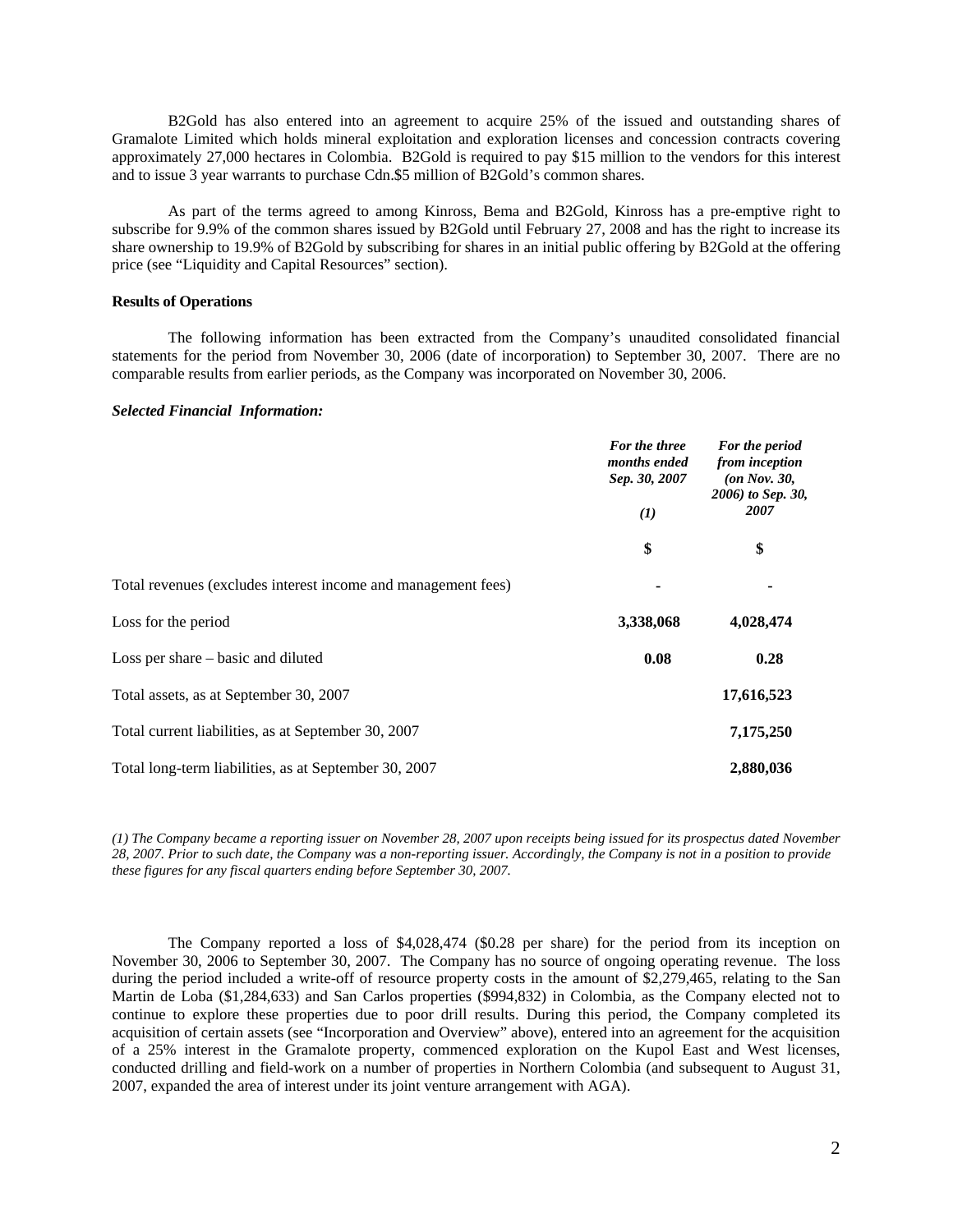B2Gold has also entered into an agreement to acquire 25% of the issued and outstanding shares of Gramalote Limited which holds mineral exploitation and exploration licenses and concession contracts covering approximately 27,000 hectares in Colombia. B2Gold is required to pay $15 million to the vendors for this interest and to issue 3 year warrants to purchase Cdn.$5 million of B2Gold's common shares.

As part of the terms agreed to among Kinross, Bema and B2Gold, Kinross has a pre-emptive right to subscribe for 9.9% of the common shares issued by B2Gold until February 27, 2008 and has the right to increase its share ownership to 19.9% of B2Gold by subscribing for shares in an initial public offering by B2Gold at the offering price (see "Liquidity and Capital Resources" section).

**Results of Operations**

The following information has been extracted from the Company's unaudited consolidated financial statements for the period from November 30, 2006 (date of incorporation) to September 30, 2007. There are no comparable results from earlier periods, as the Company was incorporated on November 30, 2006.

***Selected Financial Information:***

| | *For the three months ended Sep. 30, 2007* *(1)* | *For the period from inception (on Nov. 30, 2006) to Sep. 30, 2007* |
|---|---|---|
| | **$** | **$** |
| Total revenues (excludes interest income and management fees) | - | - |
| Loss for the period | **3,338,068** | **4,028,474** |
| Loss per share – basic and diluted | **0.08** | **0.28** |
| Total assets, as at September 30, 2007 | | **17,616,523** |
| Total current liabilities, as at September 30, 2007 | | **7,175,250** |
| Total long-term liabilities, as at September 30, 2007 | | **2,880,036** |

*(1) The Company became a reporting issuer on November 28, 2007 upon receipts being issued for its prospectus dated November 28, 2007. Prior to such date, the Company was a non-reporting issuer. Accordingly, the Company is not in a position to provide these figures for any fiscal quarters ending before September 30, 2007.*

The Company reported a loss of $4,028,474 ($0.28 per share) for the period from its inception on November 30, 2006 to September 30, 2007. The Company has no source of ongoing operating revenue. The loss during the period included a write-off of resource property costs in the amount of $2,279,465, relating to the San Martin de Loba ($1,284,633) and San Carlos properties ($994,832) in Colombia, as the Company elected not to continue to explore these properties due to poor drill results. During this period, the Company completed its acquisition of certain assets (see "Incorporation and Overview" above), entered into an agreement for the acquisition of a 25% interest in the Gramalote property, commenced exploration on the Kupol East and West licenses, conducted drilling and field-work on a number of properties in Northern Colombia (and subsequent to August 31, 2007, expanded the area of interest under its joint venture arrangement with AGA).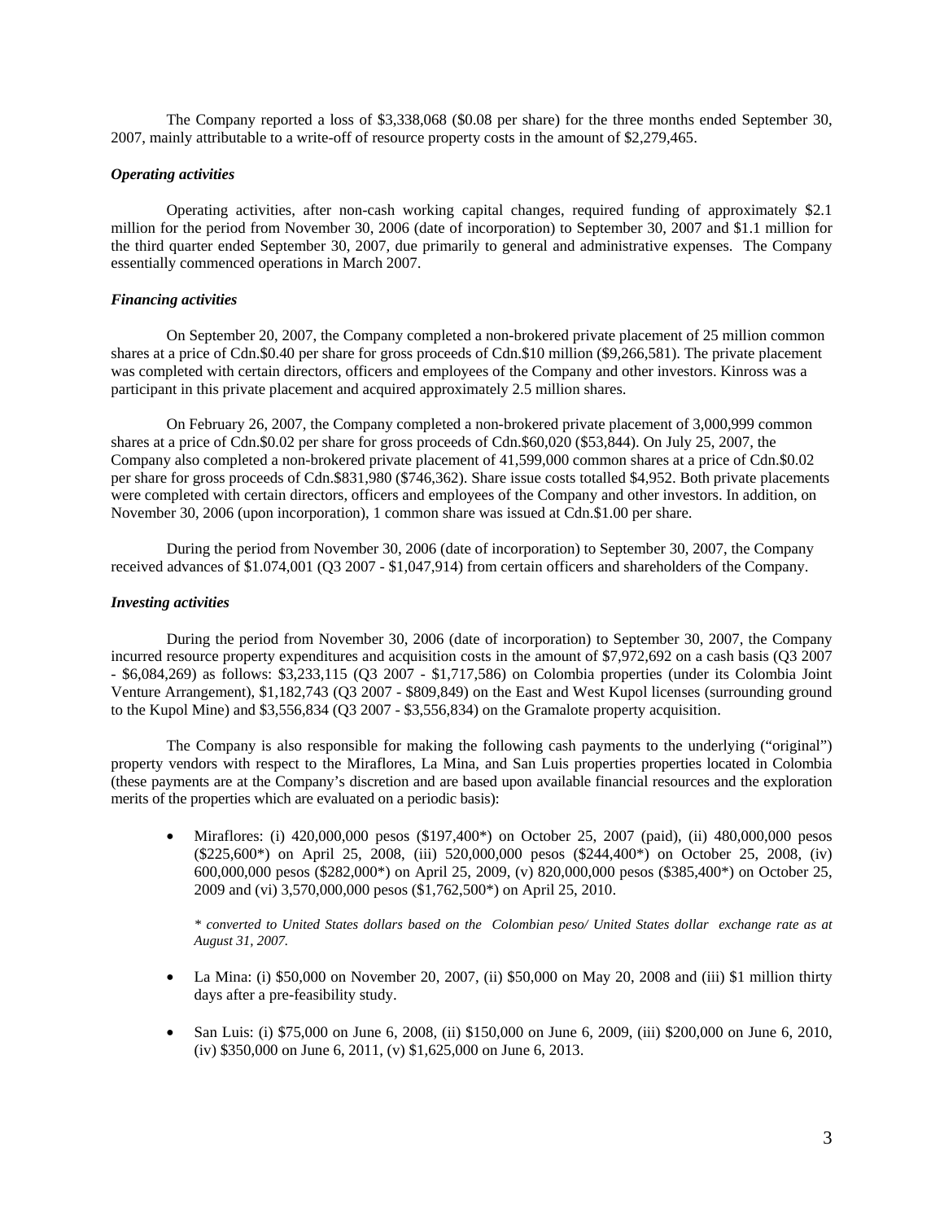The Company reported a loss of $3,338,068 ($0.08 per share) for the three months ended September 30, 2007, mainly attributable to a write-off of resource property costs in the amount of $2,279,465.

***Operating activities***

Operating activities, after non-cash working capital changes, required funding of approximately $2.1 million for the period from November 30, 2006 (date of incorporation) to September 30, 2007 and $1.1 million for the third quarter ended September 30, 2007, due primarily to general and administrative expenses. The Company essentially commenced operations in March 2007.

***Financing activities***

On September 20, 2007, the Company completed a non-brokered private placement of 25 million common shares at a price of Cdn.$0.40 per share for gross proceeds of Cdn.$10 million ($9,266,581). The private placement was completed with certain directors, officers and employees of the Company and other investors. Kinross was a participant in this private placement and acquired approximately 2.5 million shares.

On February 26, 2007, the Company completed a non-brokered private placement of 3,000,999 common shares at a price of Cdn.$0.02 per share for gross proceeds of Cdn.$60,020 ($53,844). On July 25, 2007, the Company also completed a non-brokered private placement of 41,599,000 common shares at a price of Cdn.$0.02 per share for gross proceeds of Cdn.$831,980 ($746,362). Share issue costs totalled $4,952. Both private placements were completed with certain directors, officers and employees of the Company and other investors. In addition, on November 30, 2006 (upon incorporation), 1 common share was issued at Cdn.$1.00 per share.

During the period from November 30, 2006 (date of incorporation) to September 30, 2007, the Company received advances of $1.074,001 (Q3 2007 - $1,047,914) from certain officers and shareholders of the Company.

***Investing activities***

During the period from November 30, 2006 (date of incorporation) to September 30, 2007, the Company incurred resource property expenditures and acquisition costs in the amount of $7,972,692 on a cash basis (Q3 2007 - $6,084,269) as follows: $3,233,115 (Q3 2007 - $1,717,586) on Colombia properties (under its Colombia Joint Venture Arrangement), $1,182,743 (Q3 2007 - $809,849) on the East and West Kupol licenses (surrounding ground to the Kupol Mine) and $3,556,834 (Q3 2007 - $3,556,834) on the Gramalote property acquisition.

The Company is also responsible for making the following cash payments to the underlying ("original") property vendors with respect to the Miraflores, La Mina, and San Luis properties properties located in Colombia (these payments are at the Company's discretion and are based upon available financial resources and the exploration merits of the properties which are evaluated on a periodic basis):

- Miraflores: (i) 420,000,000 pesos ($197,400*) on October 25, 2007 (paid), (ii) 480,000,000 pesos ($225,600*) on April 25, 2008, (iii) 520,000,000 pesos ($244,400*) on October 25, 2008, (iv) 600,000,000 pesos ($282,000*) on April 25, 2009, (v) 820,000,000 pesos ($385,400*) on October 25, 2009 and (vi) 3,570,000,000 pesos ($1,762,500*) on April 25, 2010.

  *\* converted to United States dollars based on the Colombian peso/ United States dollar exchange rate as at August 31, 2007.*

- La Mina: (i) $50,000 on November 20, 2007, (ii) $50,000 on May 20, 2008 and (iii) $1 million thirty days after a pre-feasibility study.

- San Luis: (i) $75,000 on June 6, 2008, (ii) $150,000 on June 6, 2009, (iii) $200,000 on June 6, 2010, (iv) $350,000 on June 6, 2011, (v) $1,625,000 on June 6, 2013.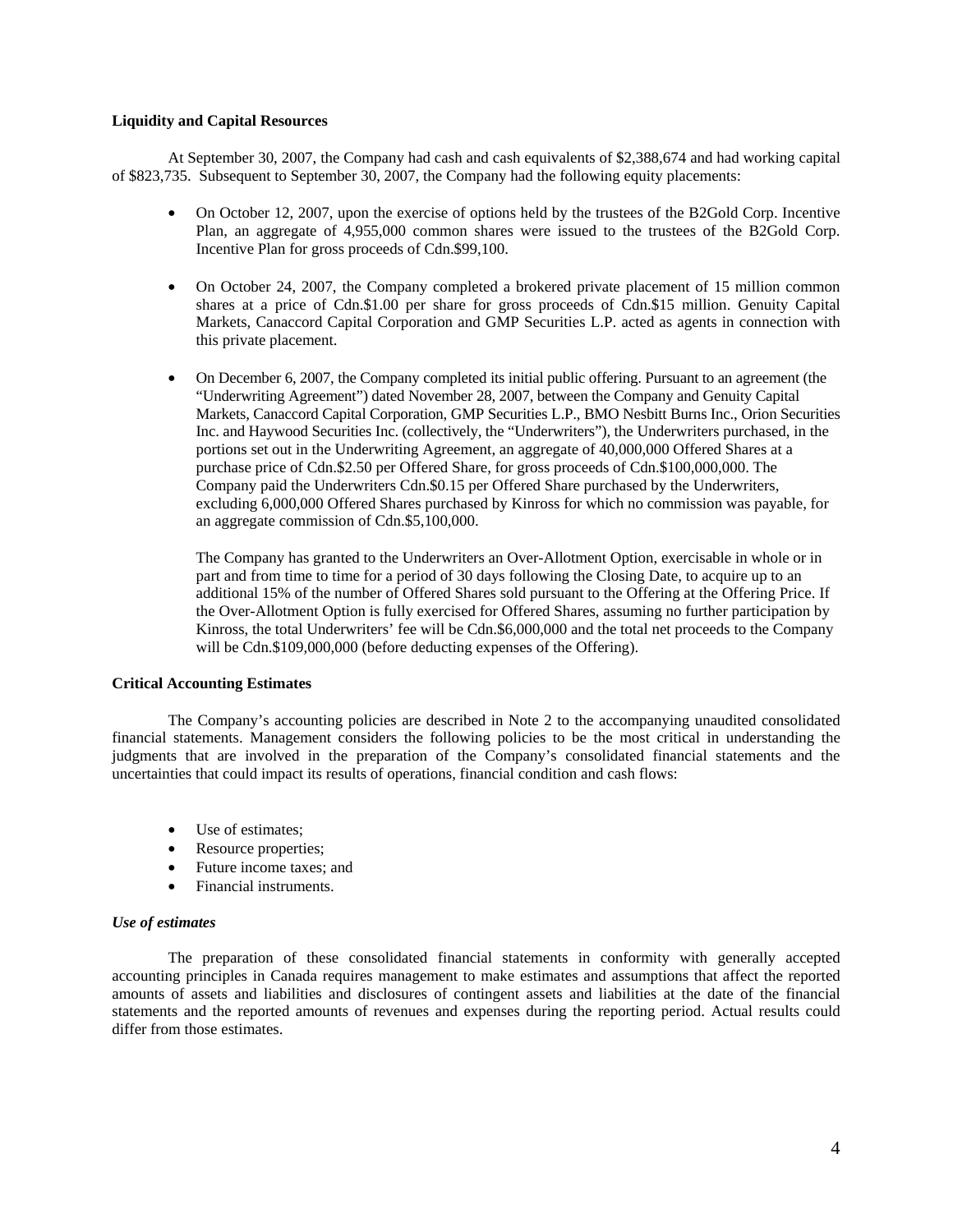**Liquidity and Capital Resources**

At September 30, 2007, the Company had cash and cash equivalents of $2,388,674 and had working capital of $823,735. Subsequent to September 30, 2007, the Company had the following equity placements:

- On October 12, 2007, upon the exercise of options held by the trustees of the B2Gold Corp. Incentive Plan, an aggregate of 4,955,000 common shares were issued to the trustees of the B2Gold Corp. Incentive Plan for gross proceeds of Cdn.$99,100.

- On October 24, 2007, the Company completed a brokered private placement of 15 million common shares at a price of Cdn.$1.00 per share for gross proceeds of Cdn.$15 million. Genuity Capital Markets, Canaccord Capital Corporation and GMP Securities L.P. acted as agents in connection with this private placement.

- On December 6, 2007, the Company completed its initial public offering. Pursuant to an agreement (the "Underwriting Agreement") dated November 28, 2007, between the Company and Genuity Capital Markets, Canaccord Capital Corporation, GMP Securities L.P., BMO Nesbitt Burns Inc., Orion Securities Inc. and Haywood Securities Inc. (collectively, the "Underwriters"), the Underwriters purchased, in the portions set out in the Underwriting Agreement, an aggregate of 40,000,000 Offered Shares at a purchase price of Cdn.$2.50 per Offered Share, for gross proceeds of Cdn.$100,000,000. The Company paid the Underwriters Cdn.$0.15 per Offered Share purchased by the Underwriters, excluding 6,000,000 Offered Shares purchased by Kinross for which no commission was payable, for an aggregate commission of Cdn.$5,100,000.

  The Company has granted to the Underwriters an Over-Allotment Option, exercisable in whole or in part and from time to time for a period of 30 days following the Closing Date, to acquire up to an additional 15% of the number of Offered Shares sold pursuant to the Offering at the Offering Price. If the Over-Allotment Option is fully exercised for Offered Shares, assuming no further participation by Kinross, the total Underwriters' fee will be Cdn.$6,000,000 and the total net proceeds to the Company will be Cdn.$109,000,000 (before deducting expenses of the Offering).

**Critical Accounting Estimates**

The Company's accounting policies are described in Note 2 to the accompanying unaudited consolidated financial statements. Management considers the following policies to be the most critical in understanding the judgments that are involved in the preparation of the Company's consolidated financial statements and the uncertainties that could impact its results of operations, financial condition and cash flows:

- Use of estimates;
- Resource properties;
- Future income taxes; and
- Financial instruments.

***Use of estimates***

The preparation of these consolidated financial statements in conformity with generally accepted accounting principles in Canada requires management to make estimates and assumptions that affect the reported amounts of assets and liabilities and disclosures of contingent assets and liabilities at the date of the financial statements and the reported amounts of revenues and expenses during the reporting period. Actual results could differ from those estimates.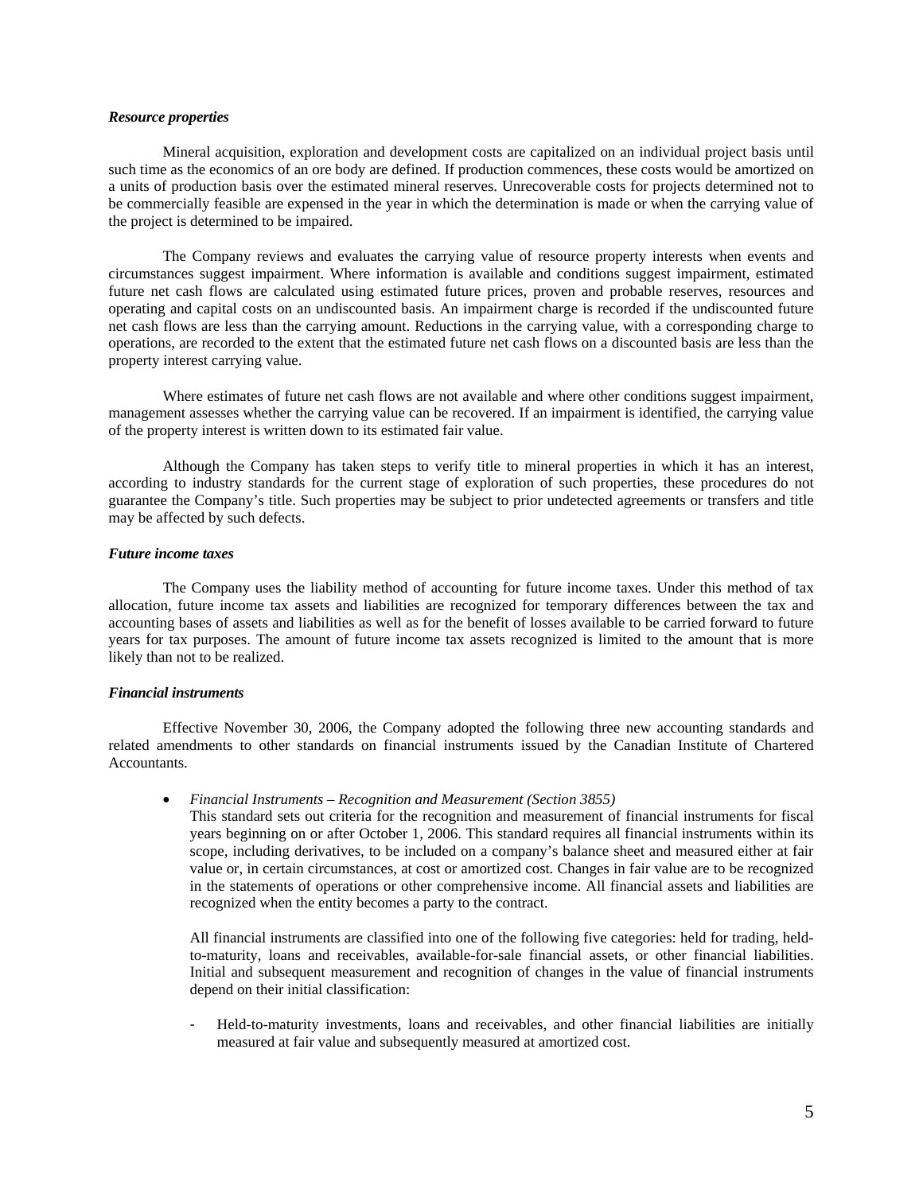***Resource properties***

Mineral acquisition, exploration and development costs are capitalized on an individual project basis until such time as the economics of an ore body are defined. If production commences, these costs would be amortized on a units of production basis over the estimated mineral reserves. Unrecoverable costs for projects determined not to be commercially feasible are expensed in the year in which the determination is made or when the carrying value of the project is determined to be impaired.

The Company reviews and evaluates the carrying value of resource property interests when events and circumstances suggest impairment. Where information is available and conditions suggest impairment, estimated future net cash flows are calculated using estimated future prices, proven and probable reserves, resources and operating and capital costs on an undiscounted basis. An impairment charge is recorded if the undiscounted future net cash flows are less than the carrying amount. Reductions in the carrying value, with a corresponding charge to operations, are recorded to the extent that the estimated future net cash flows on a discounted basis are less than the property interest carrying value.

Where estimates of future net cash flows are not available and where other conditions suggest impairment, management assesses whether the carrying value can be recovered. If an impairment is identified, the carrying value of the property interest is written down to its estimated fair value.

Although the Company has taken steps to verify title to mineral properties in which it has an interest, according to industry standards for the current stage of exploration of such properties, these procedures do not guarantee the Company's title. Such properties may be subject to prior undetected agreements or transfers and title may be affected by such defects.

***Future income taxes***

The Company uses the liability method of accounting for future income taxes. Under this method of tax allocation, future income tax assets and liabilities are recognized for temporary differences between the tax and accounting bases of assets and liabilities as well as for the benefit of losses available to be carried forward to future years for tax purposes. The amount of future income tax assets recognized is limited to the amount that is more likely than not to be realized.

***Financial instruments***

Effective November 30, 2006, the Company adopted the following three new accounting standards and related amendments to other standards on financial instruments issued by the Canadian Institute of Chartered Accountants.

- *Financial Instruments – Recognition and Measurement (Section 3855)*
  This standard sets out criteria for the recognition and measurement of financial instruments for fiscal years beginning on or after October 1, 2006. This standard requires all financial instruments within its scope, including derivatives, to be included on a company's balance sheet and measured either at fair value or, in certain circumstances, at cost or amortized cost. Changes in fair value are to be recognized in the statements of operations or other comprehensive income. All financial assets and liabilities are recognized when the entity becomes a party to the contract.

  All financial instruments are classified into one of the following five categories: held for trading, held-to-maturity, loans and receivables, available-for-sale financial assets, or other financial liabilities. Initial and subsequent measurement and recognition of changes in the value of financial instruments depend on their initial classification:

  - Held-to-maturity investments, loans and receivables, and other financial liabilities are initially measured at fair value and subsequently measured at amortized cost.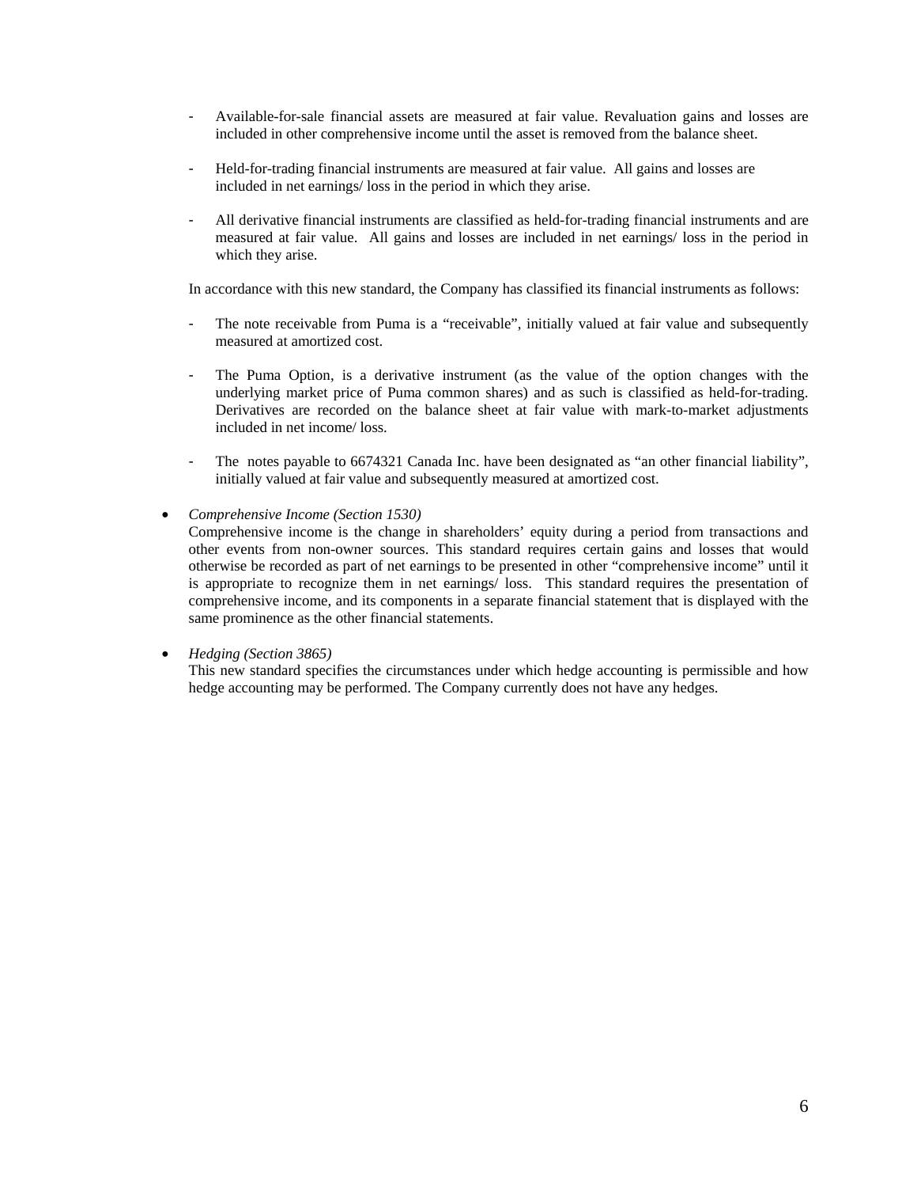- Available-for-sale financial assets are measured at fair value. Revaluation gains and losses are included in other comprehensive income until the asset is removed from the balance sheet.

- Held-for-trading financial instruments are measured at fair value. All gains and losses are included in net earnings/ loss in the period in which they arise.

- All derivative financial instruments are classified as held-for-trading financial instruments and are measured at fair value. All gains and losses are included in net earnings/ loss in the period in which they arise.

In accordance with this new standard, the Company has classified its financial instruments as follows:

- The note receivable from Puma is a "receivable", initially valued at fair value and subsequently measured at amortized cost.

- The Puma Option, is a derivative instrument (as the value of the option changes with the underlying market price of Puma common shares) and as such is classified as held-for-trading. Derivatives are recorded on the balance sheet at fair value with mark-to-market adjustments included in net income/ loss.

- The notes payable to 6674321 Canada Inc. have been designated as "an other financial liability", initially valued at fair value and subsequently measured at amortized cost.

- *Comprehensive Income (Section 1530)*
  Comprehensive income is the change in shareholders' equity during a period from transactions and other events from non-owner sources. This standard requires certain gains and losses that would otherwise be recorded as part of net earnings to be presented in other "comprehensive income" until it is appropriate to recognize them in net earnings/ loss. This standard requires the presentation of comprehensive income, and its components in a separate financial statement that is displayed with the same prominence as the other financial statements.

- *Hedging (Section 3865)*
  This new standard specifies the circumstances under which hedge accounting is permissible and how hedge accounting may be performed. The Company currently does not have any hedges.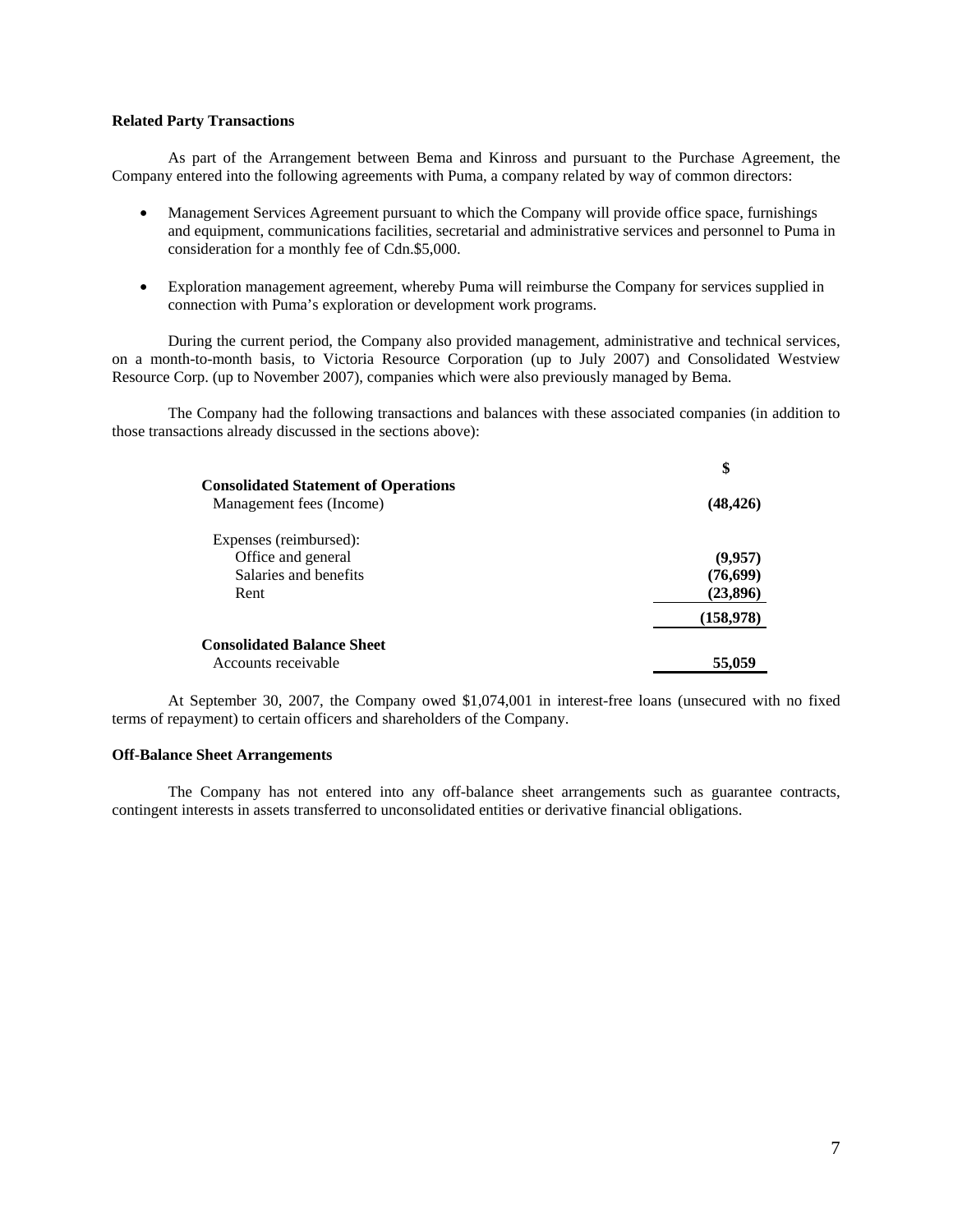**Related Party Transactions**

As part of the Arrangement between Bema and Kinross and pursuant to the Purchase Agreement, the Company entered into the following agreements with Puma, a company related by way of common directors:

- Management Services Agreement pursuant to which the Company will provide office space, furnishings and equipment, communications facilities, secretarial and administrative services and personnel to Puma in consideration for a monthly fee of Cdn.$5,000.

- Exploration management agreement, whereby Puma will reimburse the Company for services supplied in connection with Puma's exploration or development work programs.

During the current period, the Company also provided management, administrative and technical services, on a month-to-month basis, to Victoria Resource Corporation (up to July 2007) and Consolidated Westview Resource Corp. (up to November 2007), companies which were also previously managed by Bema.

The Company had the following transactions and balances with these associated companies (in addition to those transactions already discussed in the sections above):

| | $ |
|---|---|
| **Consolidated Statement of Operations** | |
| Management fees (Income) | **(48,426)** |
| Expenses (reimbursed): | |
| Office and general | **(9,957)** |
| Salaries and benefits | **(76,699)** |
| Rent | **(23,896)** |
| | **(158,978)** |
| **Consolidated Balance Sheet** | |
| Accounts receivable | **55,059** |

At September 30, 2007, the Company owed $1,074,001 in interest-free loans (unsecured with no fixed terms of repayment) to certain officers and shareholders of the Company.

**Off-Balance Sheet Arrangements**

The Company has not entered into any off-balance sheet arrangements such as guarantee contracts, contingent interests in assets transferred to unconsolidated entities or derivative financial obligations.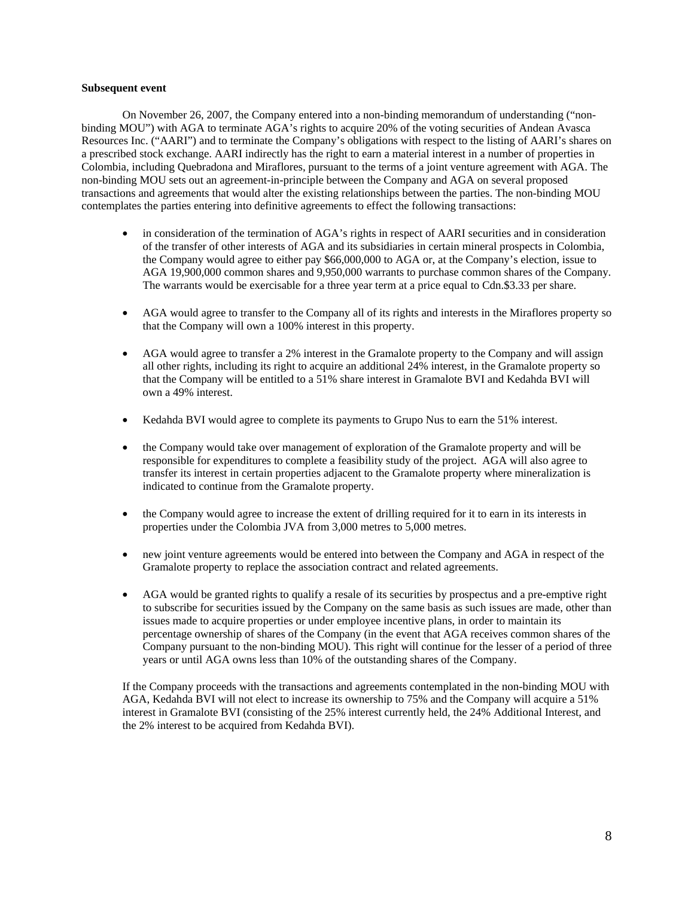**Subsequent event**

On November 26, 2007, the Company entered into a non-binding memorandum of understanding ("non-binding MOU") with AGA to terminate AGA's rights to acquire 20% of the voting securities of Andean Avasca Resources Inc. ("AARI") and to terminate the Company's obligations with respect to the listing of AARI's shares on a prescribed stock exchange. AARI indirectly has the right to earn a material interest in a number of properties in Colombia, including Quebradona and Miraflores, pursuant to the terms of a joint venture agreement with AGA. The non-binding MOU sets out an agreement-in-principle between the Company and AGA on several proposed transactions and agreements that would alter the existing relationships between the parties. The non-binding MOU contemplates the parties entering into definitive agreements to effect the following transactions:

- in consideration of the termination of AGA's rights in respect of AARI securities and in consideration of the transfer of other interests of AGA and its subsidiaries in certain mineral prospects in Colombia, the Company would agree to either pay $66,000,000 to AGA or, at the Company's election, issue to AGA 19,900,000 common shares and 9,950,000 warrants to purchase common shares of the Company. The warrants would be exercisable for a three year term at a price equal to Cdn.$3.33 per share.

- AGA would agree to transfer to the Company all of its rights and interests in the Miraflores property so that the Company will own a 100% interest in this property.

- AGA would agree to transfer a 2% interest in the Gramalote property to the Company and will assign all other rights, including its right to acquire an additional 24% interest, in the Gramalote property so that the Company will be entitled to a 51% share interest in Gramalote BVI and Kedahda BVI will own a 49% interest.

- Kedahda BVI would agree to complete its payments to Grupo Nus to earn the 51% interest.

- the Company would take over management of exploration of the Gramalote property and will be responsible for expenditures to complete a feasibility study of the project. AGA will also agree to transfer its interest in certain properties adjacent to the Gramalote property where mineralization is indicated to continue from the Gramalote property.

- the Company would agree to increase the extent of drilling required for it to earn in its interests in properties under the Colombia JVA from 3,000 metres to 5,000 metres.

- new joint venture agreements would be entered into between the Company and AGA in respect of the Gramalote property to replace the association contract and related agreements.

- AGA would be granted rights to qualify a resale of its securities by prospectus and a pre-emptive right to subscribe for securities issued by the Company on the same basis as such issues are made, other than issues made to acquire properties or under employee incentive plans, in order to maintain its percentage ownership of shares of the Company (in the event that AGA receives common shares of the Company pursuant to the non-binding MOU). This right will continue for the lesser of a period of three years or until AGA owns less than 10% of the outstanding shares of the Company.

If the Company proceeds with the transactions and agreements contemplated in the non-binding MOU with AGA, Kedahda BVI will not elect to increase its ownership to 75% and the Company will acquire a 51% interest in Gramalote BVI (consisting of the 25% interest currently held, the 24% Additional Interest, and the 2% interest to be acquired from Kedahda BVI).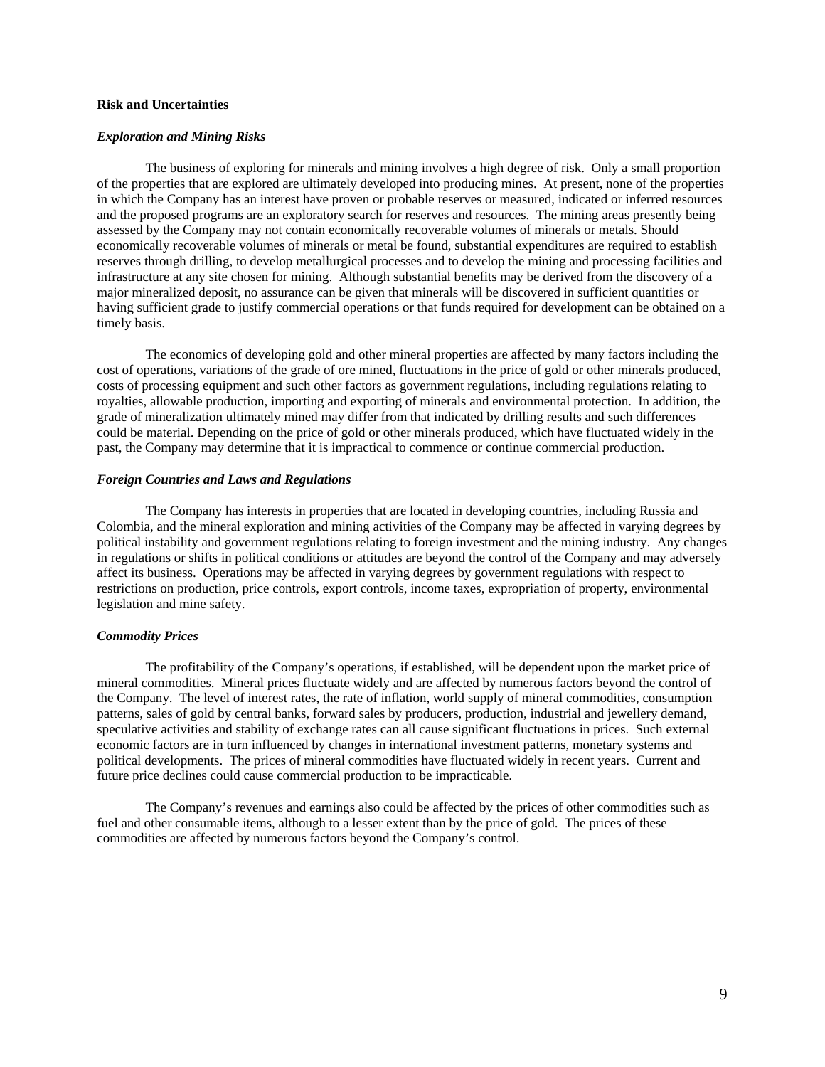**Risk and Uncertainties**

***Exploration and Mining Risks***

The business of exploring for minerals and mining involves a high degree of risk. Only a small proportion of the properties that are explored are ultimately developed into producing mines. At present, none of the properties in which the Company has an interest have proven or probable reserves or measured, indicated or inferred resources and the proposed programs are an exploratory search for reserves and resources. The mining areas presently being assessed by the Company may not contain economically recoverable volumes of minerals or metals. Should economically recoverable volumes of minerals or metal be found, substantial expenditures are required to establish reserves through drilling, to develop metallurgical processes and to develop the mining and processing facilities and infrastructure at any site chosen for mining. Although substantial benefits may be derived from the discovery of a major mineralized deposit, no assurance can be given that minerals will be discovered in sufficient quantities or having sufficient grade to justify commercial operations or that funds required for development can be obtained on a timely basis.

The economics of developing gold and other mineral properties are affected by many factors including the cost of operations, variations of the grade of ore mined, fluctuations in the price of gold or other minerals produced, costs of processing equipment and such other factors as government regulations, including regulations relating to royalties, allowable production, importing and exporting of minerals and environmental protection. In addition, the grade of mineralization ultimately mined may differ from that indicated by drilling results and such differences could be material. Depending on the price of gold or other minerals produced, which have fluctuated widely in the past, the Company may determine that it is impractical to commence or continue commercial production.

***Foreign Countries and Laws and Regulations***

The Company has interests in properties that are located in developing countries, including Russia and Colombia, and the mineral exploration and mining activities of the Company may be affected in varying degrees by political instability and government regulations relating to foreign investment and the mining industry. Any changes in regulations or shifts in political conditions or attitudes are beyond the control of the Company and may adversely affect its business. Operations may be affected in varying degrees by government regulations with respect to restrictions on production, price controls, export controls, income taxes, expropriation of property, environmental legislation and mine safety.

***Commodity Prices***

The profitability of the Company's operations, if established, will be dependent upon the market price of mineral commodities. Mineral prices fluctuate widely and are affected by numerous factors beyond the control of the Company. The level of interest rates, the rate of inflation, world supply of mineral commodities, consumption patterns, sales of gold by central banks, forward sales by producers, production, industrial and jewellery demand, speculative activities and stability of exchange rates can all cause significant fluctuations in prices. Such external economic factors are in turn influenced by changes in international investment patterns, monetary systems and political developments. The prices of mineral commodities have fluctuated widely in recent years. Current and future price declines could cause commercial production to be impracticable.

The Company's revenues and earnings also could be affected by the prices of other commodities such as fuel and other consumable items, although to a lesser extent than by the price of gold. The prices of these commodities are affected by numerous factors beyond the Company's control.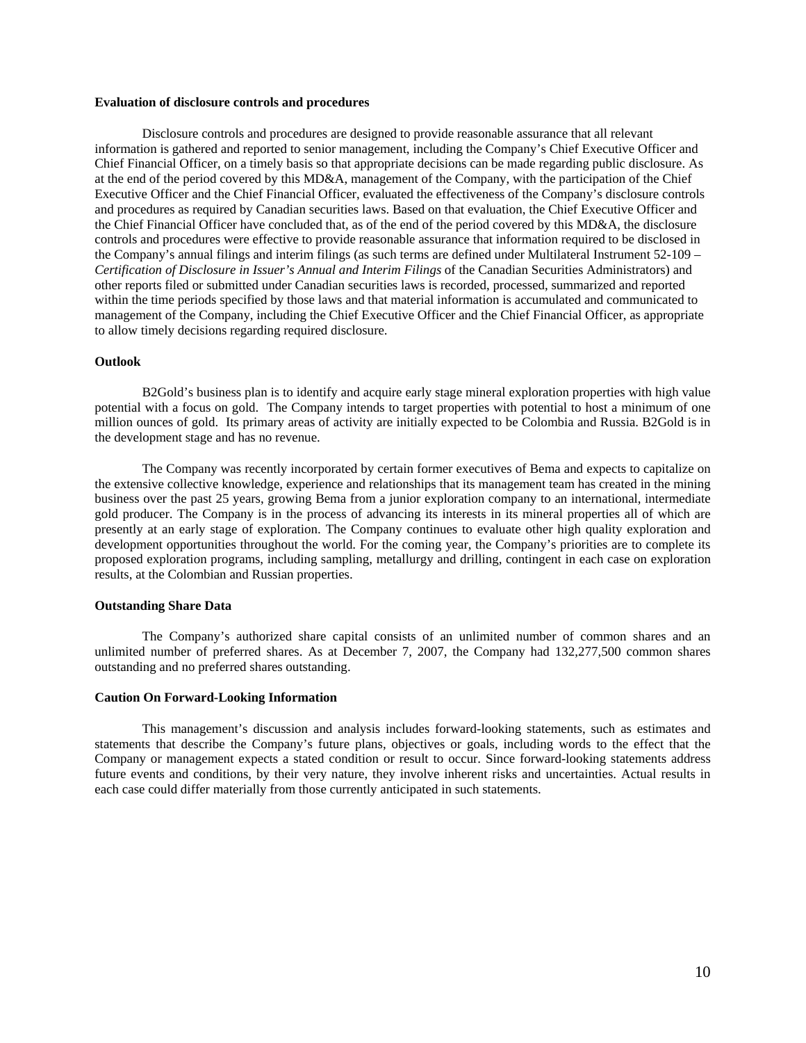**Evaluation of disclosure controls and procedures**

Disclosure controls and procedures are designed to provide reasonable assurance that all relevant information is gathered and reported to senior management, including the Company's Chief Executive Officer and Chief Financial Officer, on a timely basis so that appropriate decisions can be made regarding public disclosure. As at the end of the period covered by this MD&A, management of the Company, with the participation of the Chief Executive Officer and the Chief Financial Officer, evaluated the effectiveness of the Company's disclosure controls and procedures as required by Canadian securities laws. Based on that evaluation, the Chief Executive Officer and the Chief Financial Officer have concluded that, as of the end of the period covered by this MD&A, the disclosure controls and procedures were effective to provide reasonable assurance that information required to be disclosed in the Company's annual filings and interim filings (as such terms are defined under Multilateral Instrument 52-109 – *Certification of Disclosure in Issuer's Annual and Interim Filings* of the Canadian Securities Administrators) and other reports filed or submitted under Canadian securities laws is recorded, processed, summarized and reported within the time periods specified by those laws and that material information is accumulated and communicated to management of the Company, including the Chief Executive Officer and the Chief Financial Officer, as appropriate to allow timely decisions regarding required disclosure.

**Outlook**

B2Gold's business plan is to identify and acquire early stage mineral exploration properties with high value potential with a focus on gold. The Company intends to target properties with potential to host a minimum of one million ounces of gold. Its primary areas of activity are initially expected to be Colombia and Russia. B2Gold is in the development stage and has no revenue.

The Company was recently incorporated by certain former executives of Bema and expects to capitalize on the extensive collective knowledge, experience and relationships that its management team has created in the mining business over the past 25 years, growing Bema from a junior exploration company to an international, intermediate gold producer. The Company is in the process of advancing its interests in its mineral properties all of which are presently at an early stage of exploration. The Company continues to evaluate other high quality exploration and development opportunities throughout the world. For the coming year, the Company's priorities are to complete its proposed exploration programs, including sampling, metallurgy and drilling, contingent in each case on exploration results, at the Colombian and Russian properties.

**Outstanding Share Data**

The Company's authorized share capital consists of an unlimited number of common shares and an unlimited number of preferred shares. As at December 7, 2007, the Company had 132,277,500 common shares outstanding and no preferred shares outstanding.

**Caution On Forward-Looking Information**

This management's discussion and analysis includes forward-looking statements, such as estimates and statements that describe the Company's future plans, objectives or goals, including words to the effect that the Company or management expects a stated condition or result to occur. Since forward-looking statements address future events and conditions, by their very nature, they involve inherent risks and uncertainties. Actual results in each case could differ materially from those currently anticipated in such statements.